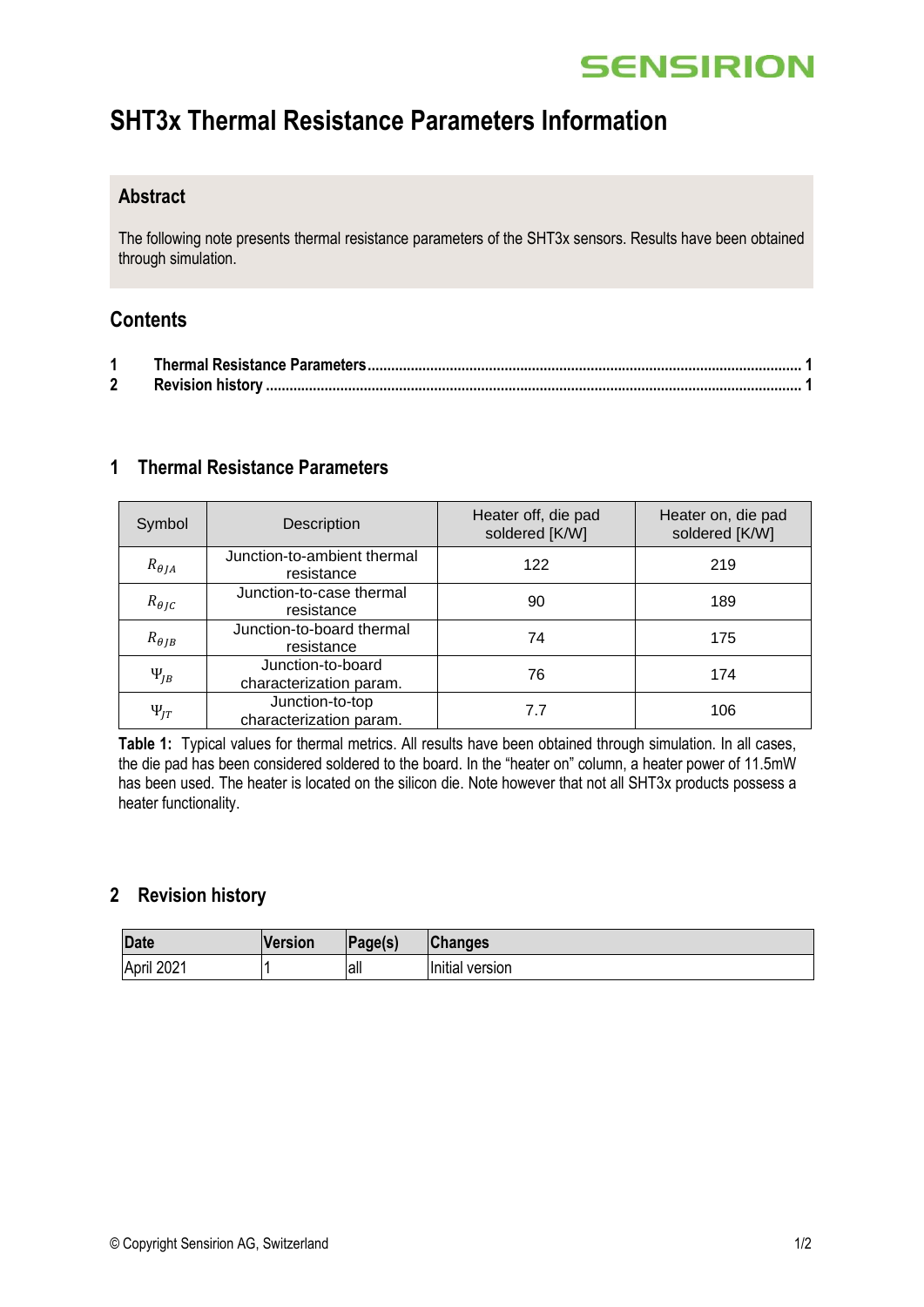# SHT3x Thermal Resistance Parameters Information

## Abstract

The following note presents thermal resistance parameters of the SHT3x sensors. Results have been obtained through simulation.

## Contents

1 Thermal Resistance Parameters ........ 1
2 Revision history ........ 1

## 1 Thermal Resistance Parameters

| Symbol | Description | Heater off, die pad soldered [K/W] | Heater on, die pad soldered [K/W] |
|---|---|---|---|
| $R_{\theta JA}$ | Junction-to-ambient thermal resistance | 122 | 219 |
| $R_{\theta JC}$ | Junction-to-case thermal resistance | 90 | 189 |
| $R_{\theta JB}$ | Junction-to-board thermal resistance | 74 | 175 |
| $\Psi_{JB}$ | Junction-to-board characterization param. | 76 | 174 |
| $\Psi_{JT}$ | Junction-to-top characterization param. | 7.7 | 106 |

**Table 1:** Typical values for thermal metrics. All results have been obtained through simulation. In all cases, the die pad has been considered soldered to the board. In the "heater on" column, a heater power of 11.5mW has been used. The heater is located on the silicon die. Note however that not all SHT3x products possess a heater functionality.

## 2 Revision history

| Date | Version | Page(s) | Changes |
|---|---|---|---|
| April 2021 | 1 | all | Initial version |

© Copyright Sensirion AG, Switzerland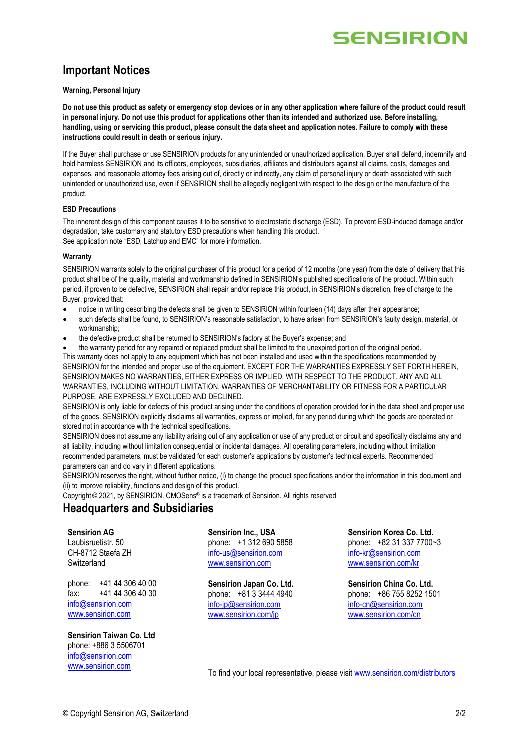## Important Notices

**Warning, Personal Injury**

**Do not use this product as safety or emergency stop devices or in any other application where failure of the product could result in personal injury. Do not use this product for applications other than its intended and authorized use. Before installing, handling, using or servicing this product, please consult the data sheet and application notes. Failure to comply with these instructions could result in death or serious injury.**

If the Buyer shall purchase or use SENSIRION products for any unintended or unauthorized application, Buyer shall defend, indemnify and hold harmless SENSIRION and its officers, employees, subsidiaries, affiliates and distributors against all claims, costs, damages and expenses, and reasonable attorney fees arising out of, directly or indirectly, any claim of personal injury or death associated with such unintended or unauthorized use, even if SENSIRION shall be allegedly negligent with respect to the design or the manufacture of the product.

**ESD Precautions**

The inherent design of this component causes it to be sensitive to electrostatic discharge (ESD). To prevent ESD-induced damage and/or degradation, take customary and statutory ESD precautions when handling this product.
See application note "ESD, Latchup and EMC" for more information.

**Warranty**

SENSIRION warrants solely to the original purchaser of this product for a period of 12 months (one year) from the date of delivery that this product shall be of the quality, material and workmanship defined in SENSIRION's published specifications of the product. Within such period, if proven to be defective, SENSIRION shall repair and/or replace this product, in SENSIRION's discretion, free of charge to the Buyer, provided that:

- notice in writing describing the defects shall be given to SENSIRION within fourteen (14) days after their appearance;
- such defects shall be found, to SENSIRION's reasonable satisfaction, to have arisen from SENSIRION's faulty design, material, or workmanship;
- the defective product shall be returned to SENSIRION's factory at the Buyer's expense; and
- the warranty period for any repaired or replaced product shall be limited to the unexpired portion of the original period.

This warranty does not apply to any equipment which has not been installed and used within the specifications recommended by SENSIRION for the intended and proper use of the equipment. EXCEPT FOR THE WARRANTIES EXPRESSLY SET FORTH HEREIN, SENSIRION MAKES NO WARRANTIES, EITHER EXPRESS OR IMPLIED, WITH RESPECT TO THE PRODUCT. ANY AND ALL WARRANTIES, INCLUDING WITHOUT LIMITATION, WARRANTIES OF MERCHANTABILITY OR FITNESS FOR A PARTICULAR PURPOSE, ARE EXPRESSLY EXCLUDED AND DECLINED.

SENSIRION is only liable for defects of this product arising under the conditions of operation provided for in the data sheet and proper use of the goods. SENSIRION explicitly disclaims all warranties, express or implied, for any period during which the goods are operated or stored not in accordance with the technical specifications.

SENSIRION does not assume any liability arising out of any application or use of any product or circuit and specifically disclaims any and all liability, including without limitation consequential or incidental damages. All operating parameters, including without limitation recommended parameters, must be validated for each customer's applications by customer's technical experts. Recommended parameters can and do vary in different applications.

SENSIRION reserves the right, without further notice, (i) to change the product specifications and/or the information in this document and (ii) to improve reliability, functions and design of this product.

Copyright © 2021, by SENSIRION. CMOSens® is a trademark of Sensirion. All rights reserved

## Headquarters and Subsidiaries

**Sensirion AG**
Laubisruetistr. 50
CH-8712 Staefa ZH
Switzerland

phone: +41 44 306 40 00
fax: +41 44 306 40 30
info@sensirion.com
www.sensirion.com

**Sensirion Taiwan Co. Ltd**
phone: +886 3 5506701
info@sensirion.com
www.sensirion.com

**Sensirion Inc., USA**
phone: +1 312 690 5858
info-us@sensirion.com
www.sensirion.com

**Sensirion Japan Co. Ltd.**
phone: +81 3 3444 4940
info-jp@sensirion.com
www.sensirion.com/jp

**Sensirion Korea Co. Ltd.**
phone: +82 31 337 7700~3
info-kr@sensirion.com
www.sensirion.com/kr

**Sensirion China Co. Ltd.**
phone: +86 755 8252 1501
info-cn@sensirion.com
www.sensirion.com/cn

To find your local representative, please visit www.sensirion.com/distributors